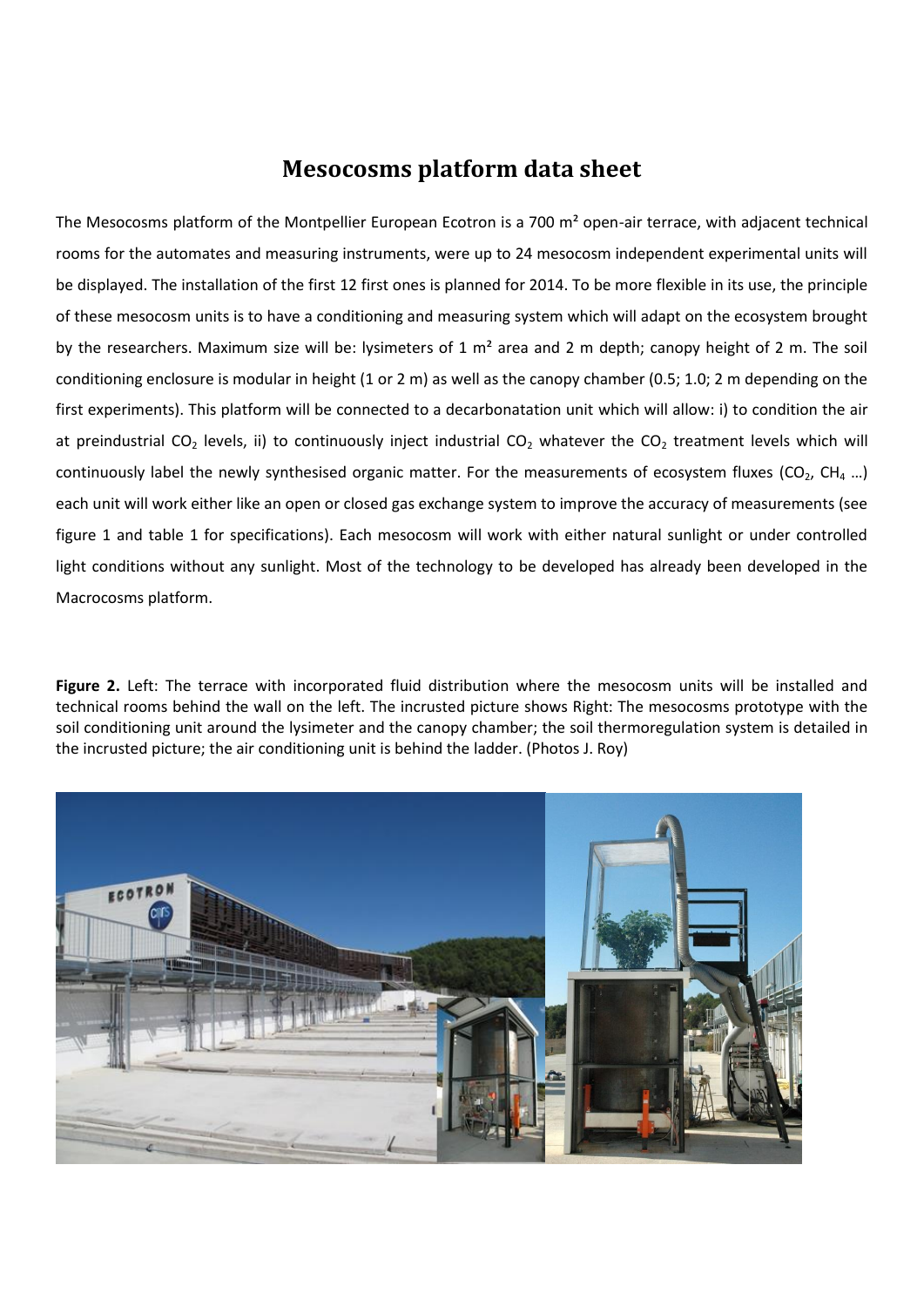# Mesocosms platform data sheet

The Mesocosms platform of the Montpellier European Ecotron is a 700 m² open-air terrace, with adjacent technical rooms for the automates and measuring instruments, were up to 24 mesocosm independent experimental units will be displayed. The installation of the first 12 first ones is planned for 2014. To be more flexible in its use, the principle of these mesocosm units is to have a conditioning and measuring system which will adapt on the ecosystem brought by the researchers. Maximum size will be: lysimeters of 1 m² area and 2 m depth; canopy height of 2 m. The soil conditioning enclosure is modular in height (1 or 2 m) as well as the canopy chamber (0.5; 1.0; 2 m depending on the first experiments). This platform will be connected to a decarbonatation unit which will allow: i) to condition the air at preindustrial $CO_2$ levels, ii) to continuously inject industrial $CO_2$ whatever the $CO_2$ treatment levels which will continuously label the newly synthesised organic matter. For the measurements of ecosystem fluxes ($CO_2$, $CH_4$ …) each unit will work either like an open or closed gas exchange system to improve the accuracy of measurements (see figure 1 and table 1 for specifications). Each mesocosm will work with either natural sunlight or under controlled light conditions without any sunlight. Most of the technology to be developed has already been developed in the Macrocosms platform.

**Figure 2.** Left: The terrace with incorporated fluid distribution where the mesocosm units will be installed and technical rooms behind the wall on the left. The incrusted picture shows Right: The mesocosms prototype with the soil conditioning unit around the lysimeter and the canopy chamber; the soil thermoregulation system is detailed in the incrusted picture; the air conditioning unit is behind the ladder. (Photos J. Roy)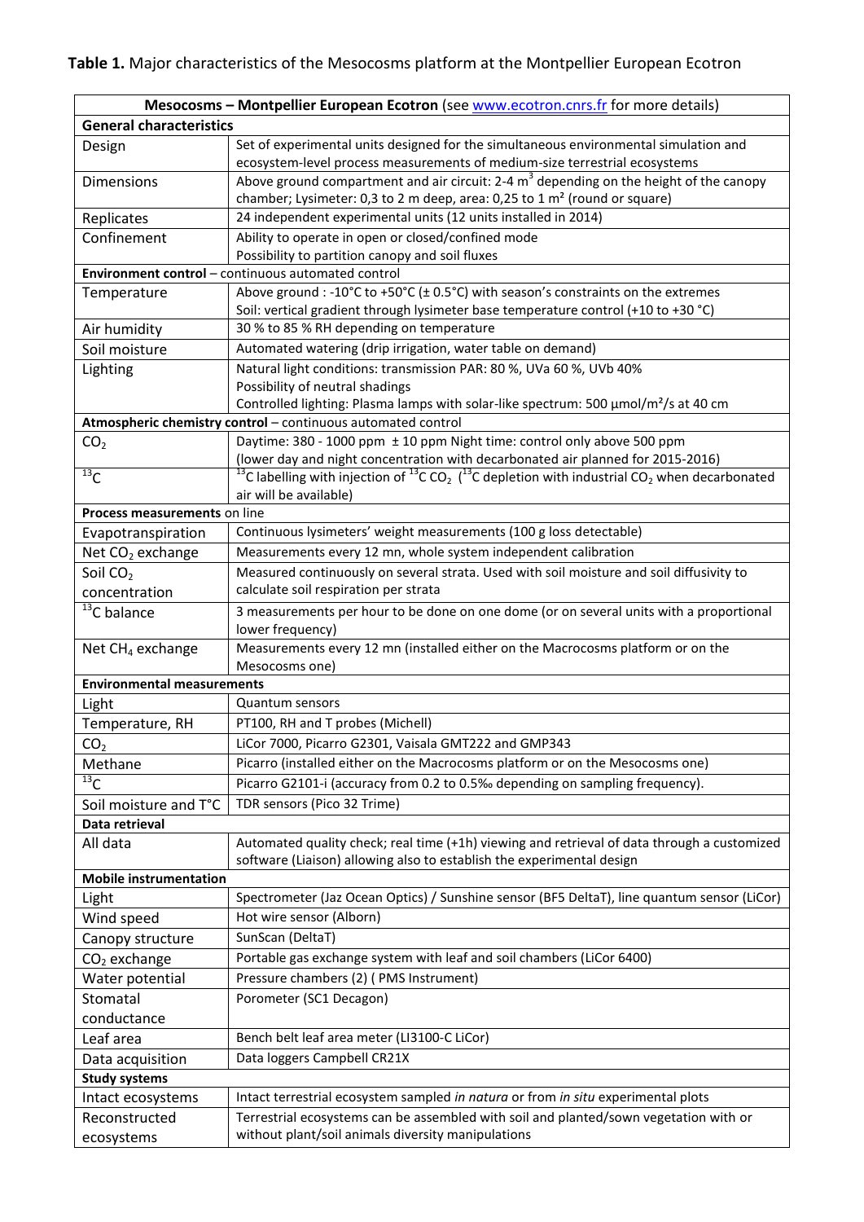**Table 1.** Major characteristics of the Mesocosms platform at the Montpellier European Ecotron

| Mesocosms – Montpellier European Ecotron (see www.ecotron.cnrs.fr for more details) | |
|---|---|
| **General characteristics** | |
| Design | Set of experimental units designed for the simultaneous environmental simulation and ecosystem-level process measurements of medium-size terrestrial ecosystems |
| Dimensions | Above ground compartment and air circuit: 2-4 $m^3$ depending on the height of the canopy chamber; Lysimeter: 0,3 to 2 m deep, area: 0,25 to 1 $m^2$ (round or square) |
| Replicates | 24 independent experimental units (12 units installed in 2014) |
| Confinement | Ability to operate in open or closed/confined mode<br>Possibility to partition canopy and soil fluxes |
| **Environment control** – continuous automated control | |
| Temperature | Above ground : -10°C to +50°C (± 0.5°C) with season's constraints on the extremes<br>Soil: vertical gradient through lysimeter base temperature control (+10 to +30 °C) |
| Air humidity | 30 % to 85 % RH depending on temperature |
| Soil moisture | Automated watering (drip irrigation, water table on demand) |
| Lighting | Natural light conditions: transmission PAR: 80 %, UVa 60 %, UVb 40%<br>Possibility of neutral shadings<br>Controlled lighting: Plasma lamps with solar-like spectrum: 500 µmol/m²/s at 40 cm |
| **Atmospheric chemistry control** – continuous automated control | |
| $CO_2$ | Daytime: 380 - 1000 ppm ± 10 ppm Night time: control only above 500 ppm<br>(lower day and night concentration with decarbonated air planned for 2015-2016) |
| $^{13}C$ | $^{13}C$ labelling with injection of $^{13}C$ $CO_2$ ($^{13}C$ depletion with industrial $CO_2$ when decarbonated air will be available) |
| **Process measurements** on line | |
| Evapotranspiration | Continuous lysimeters' weight measurements (100 g loss detectable) |
| Net $CO_2$ exchange | Measurements every 12 mn, whole system independent calibration |
| Soil $CO_2$ concentration | Measured continuously on several strata. Used with soil moisture and soil diffusivity to calculate soil respiration per strata |
| $^{13}C$ balance | 3 measurements per hour to be done on one dome (or on several units with a proportional lower frequency) |
| Net $CH_4$ exchange | Measurements every 12 mn (installed either on the Macrocosms platform or on the Mesocosms one) |
| **Environmental measurements** | |
| Light | Quantum sensors |
| Temperature, RH | PT100, RH and T probes (Michell) |
| $CO_2$ | LiCor 7000, Picarro G2301, Vaisala GMT222 and GMP343 |
| Methane | Picarro (installed either on the Macrocosms platform or on the Mesocosms one) |
| $^{13}C$ | Picarro G2101-i (accuracy from 0.2 to 0.5‰ depending on sampling frequency). |
| Soil moisture and T°C | TDR sensors (Pico 32 Trime) |
| **Data retrieval** | |
| All data | Automated quality check; real time (+1h) viewing and retrieval of data through a customized software (Liaison) allowing also to establish the experimental design |
| **Mobile instrumentation** | |
| Light | Spectrometer (Jaz Ocean Optics) / Sunshine sensor (BF5 DeltaT), line quantum sensor (LiCor) |
| Wind speed | Hot wire sensor (Alborn) |
| Canopy structure | SunScan (DeltaT) |
| $CO_2$ exchange | Portable gas exchange system with leaf and soil chambers (LiCor 6400) |
| Water potential | Pressure chambers (2) ( PMS Instrument) |
| Stomatal conductance | Porometer (SC1 Decagon) |
| Leaf area | Bench belt leaf area meter (LI3100-C LiCor) |
| Data acquisition | Data loggers Campbell CR21X |
| **Study systems** | |
| Intact ecosystems | Intact terrestrial ecosystem sampled *in natura* or from *in situ* experimental plots |
| Reconstructed ecosystems | Terrestrial ecosystems can be assembled with soil and planted/sown vegetation with or without plant/soil animals diversity manipulations |